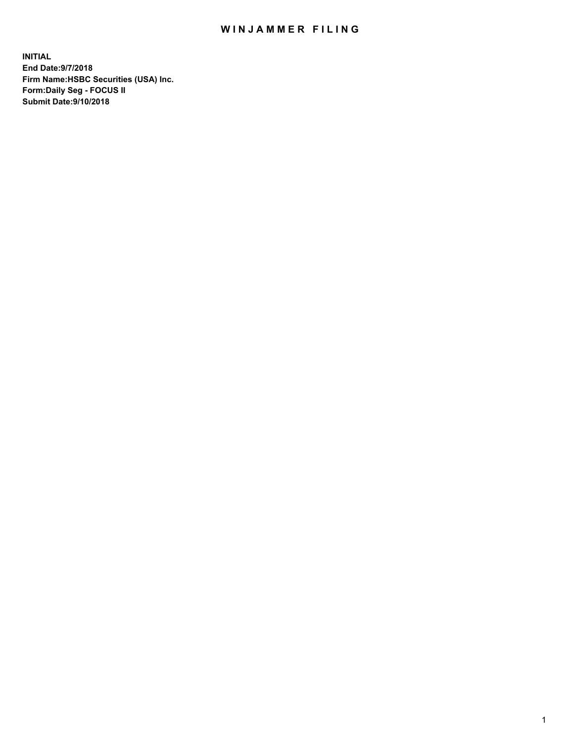# WINJAMMER FILING

**INITIAL**
**End Date:9/7/2018**
**Firm Name:HSBC Securities (USA) Inc.**
**Form:Daily Seg - FOCUS II**
**Submit Date:9/10/2018**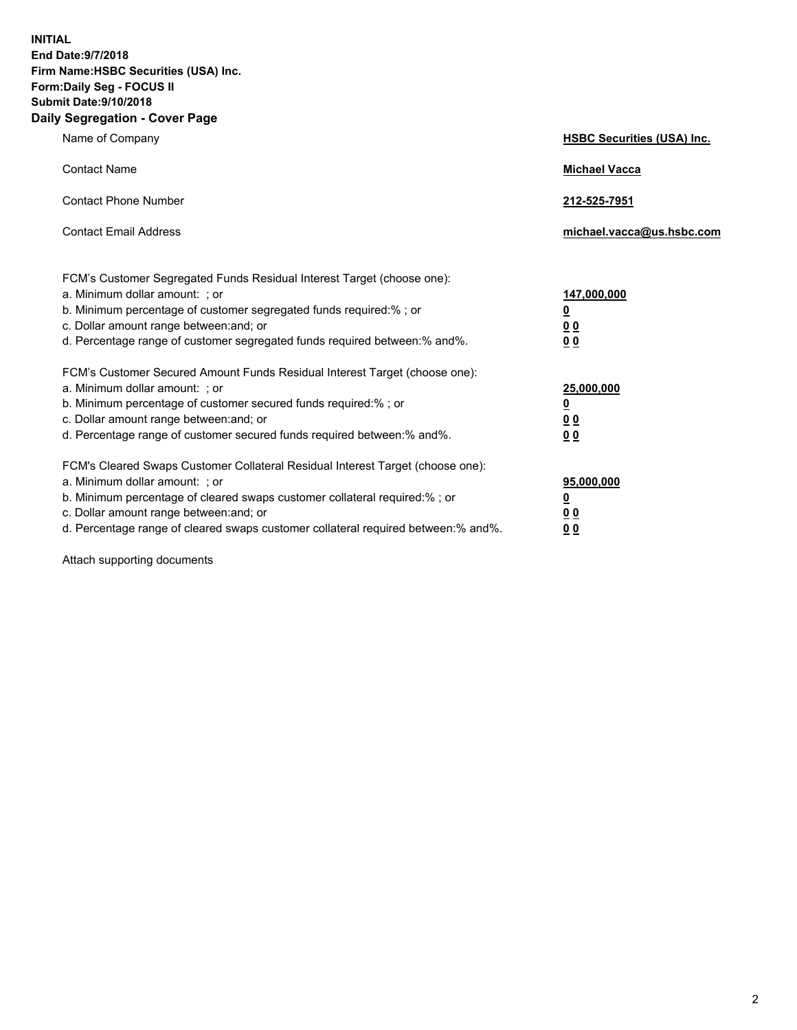**INITIAL**
**End Date:9/7/2018**
**Firm Name:HSBC Securities (USA) Inc.**
**Form:Daily Seg - FOCUS II**
**Submit Date:9/10/2018**
**Daily Segregation - Cover Page**

| | |
|---|---|
| Name of Company | **HSBC Securities (USA) Inc.** |
| Contact Name | **Michael Vacca** |
| Contact Phone Number | **212-525-7951** |
| Contact Email Address | **michael.vacca@us.hsbc.com** |

| | |
|---|---|
| FCM's Customer Segregated Funds Residual Interest Target (choose one): | |
| a. Minimum dollar amount: ; or | **147,000,000** |
| b. Minimum percentage of customer segregated funds required:% ; or | **0** |
| c. Dollar amount range between:and; or | **0 0** |
| d. Percentage range of customer segregated funds required between:% and%. | **0 0** |

| | |
|---|---|
| FCM's Customer Secured Amount Funds Residual Interest Target (choose one): | |
| a. Minimum dollar amount: ; or | **25,000,000** |
| b. Minimum percentage of customer secured funds required:% ; or | **0** |
| c. Dollar amount range between:and; or | **0 0** |
| d. Percentage range of customer secured funds required between:% and%. | **0 0** |

| | |
|---|---|
| FCM's Cleared Swaps Customer Collateral Residual Interest Target (choose one): | |
| a. Minimum dollar amount: ; or | **95,000,000** |
| b. Minimum percentage of cleared swaps customer collateral required:% ; or | **0** |
| c. Dollar amount range between:and; or | **0 0** |
| d. Percentage range of cleared swaps customer collateral required between:% and%. | **0 0** |

Attach supporting documents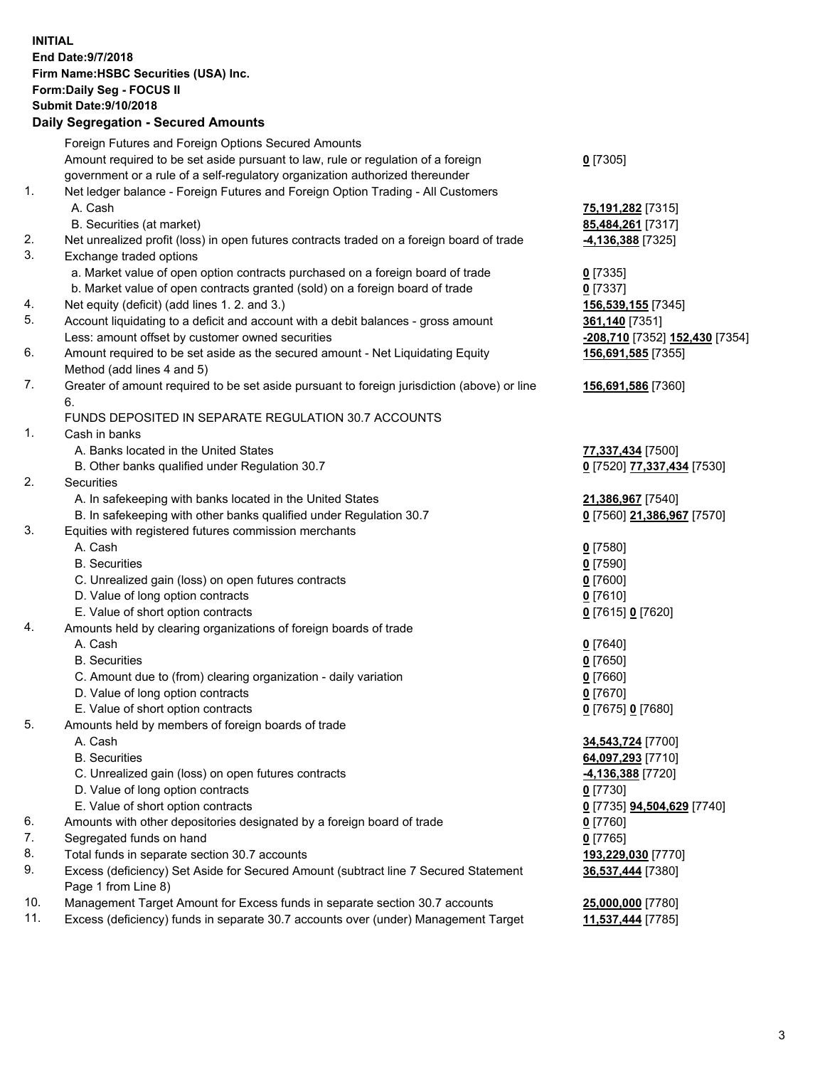**INITIAL**
**End Date:9/7/2018**
**Firm Name:HSBC Securities (USA) Inc.**
**Form:Daily Seg - FOCUS II**
**Submit Date:9/10/2018**

## Daily Segregation - Secured Amounts

| | | |
|---|---|---|
| | Foreign Futures and Foreign Options Secured Amounts | |
| | Amount required to be set aside pursuant to law, rule or regulation of a foreign government or a rule of a self-regulatory organization authorized thereunder | **0** [7305] |
| 1. | Net ledger balance - Foreign Futures and Foreign Option Trading - All Customers | |
| | A. Cash | **75,191,282** [7315] |
| | B. Securities (at market) | **85,484,261** [7317] |
| 2. | Net unrealized profit (loss) in open futures contracts traded on a foreign board of trade | **-4,136,388** [7325] |
| 3. | Exchange traded options | |
| | a. Market value of open option contracts purchased on a foreign board of trade | **0** [7335] |
| | b. Market value of open contracts granted (sold) on a foreign board of trade | **0** [7337] |
| 4. | Net equity (deficit) (add lines 1. 2. and 3.) | **156,539,155** [7345] |
| 5. | Account liquidating to a deficit and account with a debit balances - gross amount | **361,140** [7351] |
| | Less: amount offset by customer owned securities | **-208,710** [7352] **152,430** [7354] |
| 6. | Amount required to be set aside as the secured amount - Net Liquidating Equity Method (add lines 4 and 5) | **156,691,585** [7355] |
| 7. | Greater of amount required to be set aside pursuant to foreign jurisdiction (above) or line 6. | **156,691,586** [7360] |
| | FUNDS DEPOSITED IN SEPARATE REGULATION 30.7 ACCOUNTS | |
| 1. | Cash in banks | |
| | A. Banks located in the United States | **77,337,434** [7500] |
| | B. Other banks qualified under Regulation 30.7 | **0** [7520] **77,337,434** [7530] |
| 2. | Securities | |
| | A. In safekeeping with banks located in the United States | **21,386,967** [7540] |
| | B. In safekeeping with other banks qualified under Regulation 30.7 | **0** [7560] **21,386,967** [7570] |
| 3. | Equities with registered futures commission merchants | |
| | A. Cash | **0** [7580] |
| | B. Securities | **0** [7590] |
| | C. Unrealized gain (loss) on open futures contracts | **0** [7600] |
| | D. Value of long option contracts | **0** [7610] |
| | E. Value of short option contracts | **0** [7615] **0** [7620] |
| 4. | Amounts held by clearing organizations of foreign boards of trade | |
| | A. Cash | **0** [7640] |
| | B. Securities | **0** [7650] |
| | C. Amount due to (from) clearing organization - daily variation | **0** [7660] |
| | D. Value of long option contracts | **0** [7670] |
| | E. Value of short option contracts | **0** [7675] **0** [7680] |
| 5. | Amounts held by members of foreign boards of trade | |
| | A. Cash | **34,543,724** [7700] |
| | B. Securities | **64,097,293** [7710] |
| | C. Unrealized gain (loss) on open futures contracts | **-4,136,388** [7720] |
| | D. Value of long option contracts | **0** [7730] |
| | E. Value of short option contracts | **0** [7735] **94,504,629** [7740] |
| 6. | Amounts with other depositories designated by a foreign board of trade | **0** [7760] |
| 7. | Segregated funds on hand | **0** [7765] |
| 8. | Total funds in separate section 30.7 accounts | **193,229,030** [7770] |
| 9. | Excess (deficiency) Set Aside for Secured Amount (subtract line 7 Secured Statement Page 1 from Line 8) | **36,537,444** [7380] |
| 10. | Management Target Amount for Excess funds in separate section 30.7 accounts | **25,000,000** [7780] |
| 11. | Excess (deficiency) funds in separate 30.7 accounts over (under) Management Target | **11,537,444** [7785] |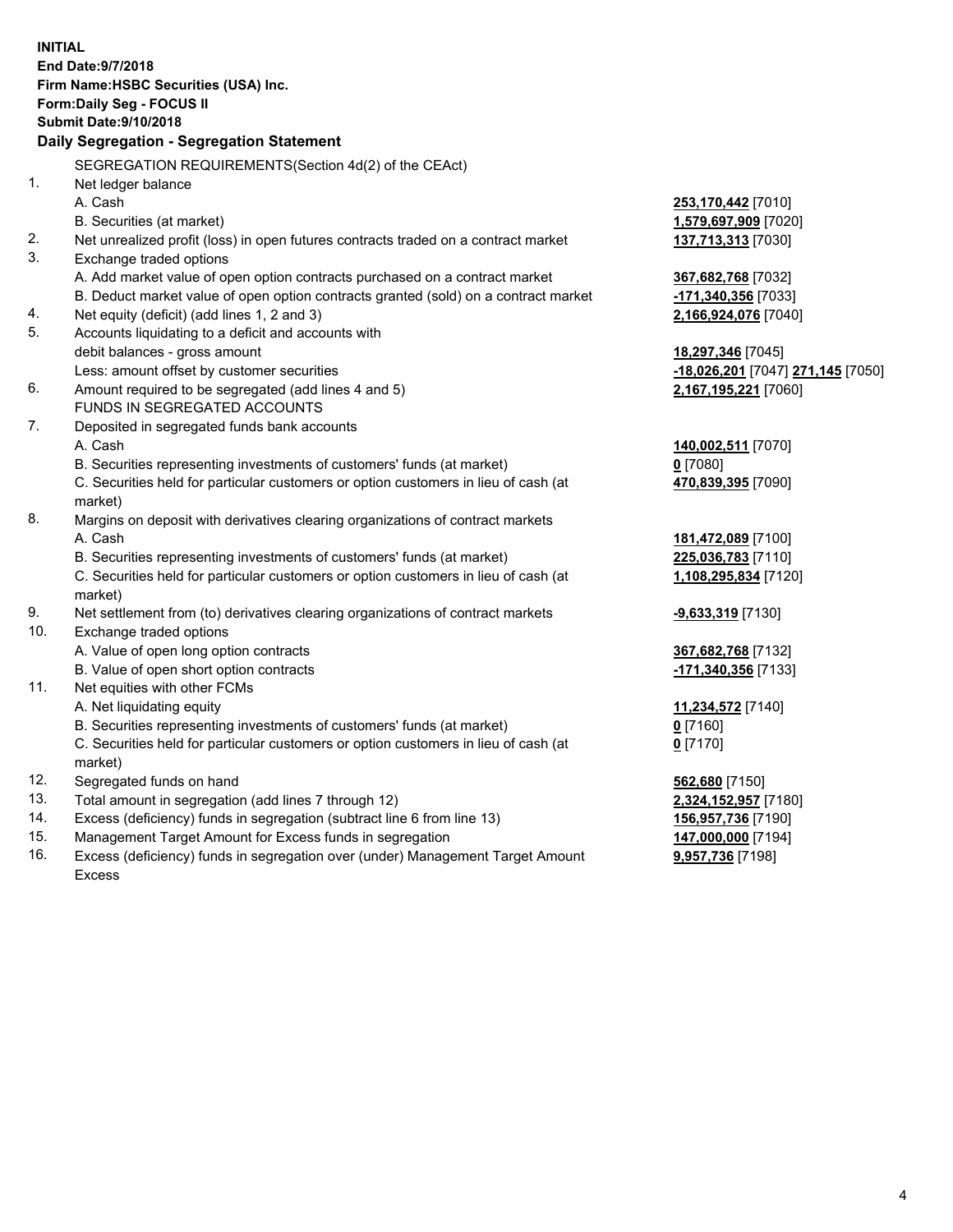**INITIAL**
**End Date:9/7/2018**
**Firm Name:HSBC Securities (USA) Inc.**
**Form:Daily Seg - FOCUS II**
**Submit Date:9/10/2018**

## Daily Segregation - Segregation Statement

SEGREGATION REQUIREMENTS(Section 4d(2) of the CEAct)

| | | |
|---|---|---|
| 1. | Net ledger balance | |
| | A. Cash | **253,170,442** [7010] |
| | B. Securities (at market) | **1,579,697,909** [7020] |
| 2. | Net unrealized profit (loss) in open futures contracts traded on a contract market | **137,713,313** [7030] |
| 3. | Exchange traded options | |
| | A. Add market value of open option contracts purchased on a contract market | **367,682,768** [7032] |
| | B. Deduct market value of open option contracts granted (sold) on a contract market | **-171,340,356** [7033] |
| 4. | Net equity (deficit) (add lines 1, 2 and 3) | **2,166,924,076** [7040] |
| 5. | Accounts liquidating to a deficit and accounts with debit balances - gross amount | **18,297,346** [7045] |
| | Less: amount offset by customer securities | **-18,026,201** [7047] **271,145** [7050] |
| 6. | Amount required to be segregated (add lines 4 and 5) | **2,167,195,221** [7060] |
| | FUNDS IN SEGREGATED ACCOUNTS | |
| 7. | Deposited in segregated funds bank accounts | |
| | A. Cash | **140,002,511** [7070] |
| | B. Securities representing investments of customers' funds (at market) | **0** [7080] |
| | C. Securities held for particular customers or option customers in lieu of cash (at market) | **470,839,395** [7090] |
| 8. | Margins on deposit with derivatives clearing organizations of contract markets | |
| | A. Cash | **181,472,089** [7100] |
| | B. Securities representing investments of customers' funds (at market) | **225,036,783** [7110] |
| | C. Securities held for particular customers or option customers in lieu of cash (at market) | **1,108,295,834** [7120] |
| 9. | Net settlement from (to) derivatives clearing organizations of contract markets | **-9,633,319** [7130] |
| 10. | Exchange traded options | |
| | A. Value of open long option contracts | **367,682,768** [7132] |
| | B. Value of open short option contracts | **-171,340,356** [7133] |
| 11. | Net equities with other FCMs | |
| | A. Net liquidating equity | **11,234,572** [7140] |
| | B. Securities representing investments of customers' funds (at market) | **0** [7160] |
| | C. Securities held for particular customers or option customers in lieu of cash (at market) | **0** [7170] |
| 12. | Segregated funds on hand | **562,680** [7150] |
| 13. | Total amount in segregation (add lines 7 through 12) | **2,324,152,957** [7180] |
| 14. | Excess (deficiency) funds in segregation (subtract line 6 from line 13) | **156,957,736** [7190] |
| 15. | Management Target Amount for Excess funds in segregation | **147,000,000** [7194] |
| 16. | Excess (deficiency) funds in segregation over (under) Management Target Amount Excess | **9,957,736** [7198] |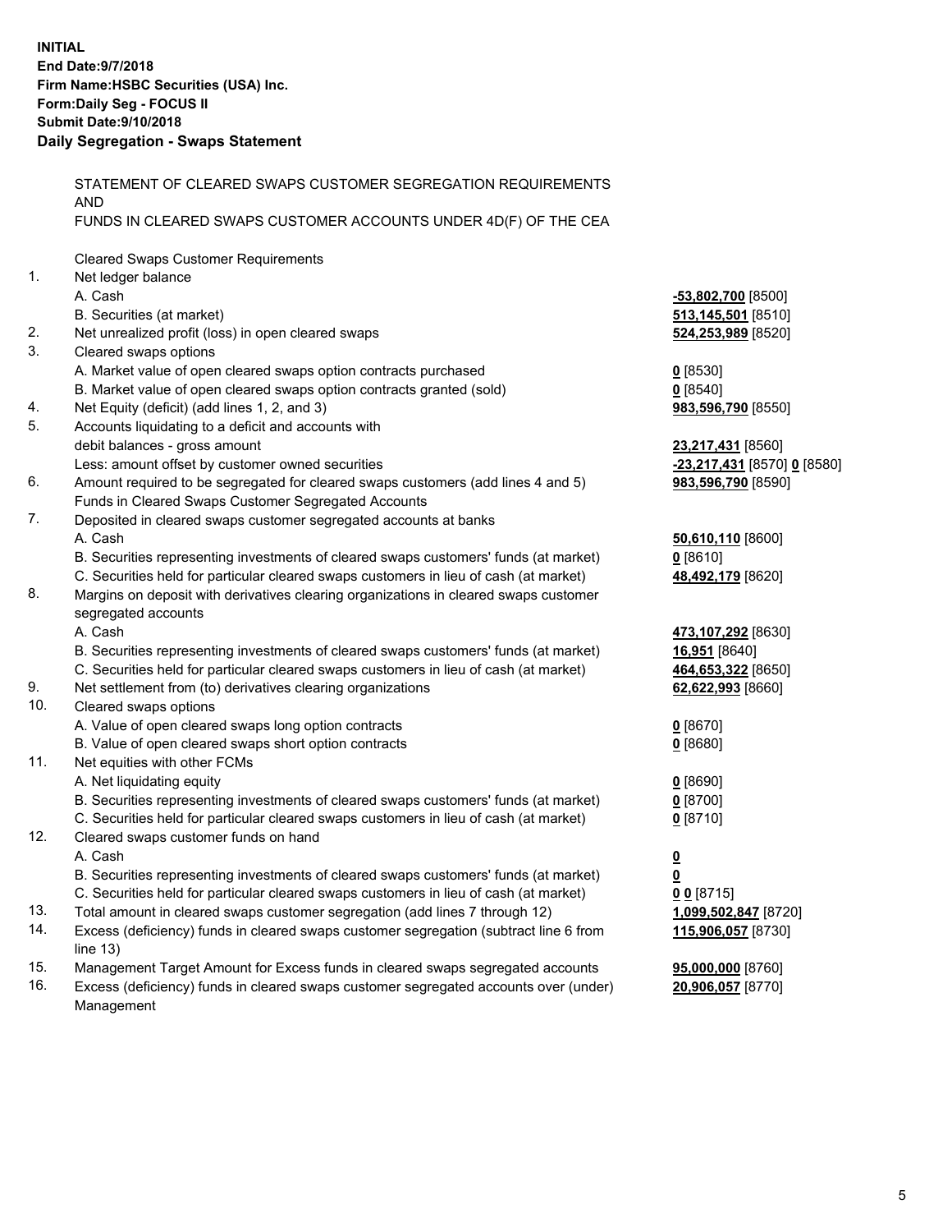**INITIAL**
**End Date:9/7/2018**
**Firm Name:HSBC Securities (USA) Inc.**
**Form:Daily Seg - FOCUS II**
**Submit Date:9/10/2018**
**Daily Segregation - Swaps Statement**

STATEMENT OF CLEARED SWAPS CUSTOMER SEGREGATION REQUIREMENTS AND FUNDS IN CLEARED SWAPS CUSTOMER ACCOUNTS UNDER 4D(F) OF THE CEA

| | | |
|---|---|---|
| | Cleared Swaps Customer Requirements | |
| 1. | Net ledger balance | |
| | A. Cash | **-53,802,700** [8500] |
| | B. Securities (at market) | **513,145,501** [8510] |
| 2. | Net unrealized profit (loss) in open cleared swaps | **524,253,989** [8520] |
| 3. | Cleared swaps options | |
| | A. Market value of open cleared swaps option contracts purchased | **0** [8530] |
| | B. Market value of open cleared swaps option contracts granted (sold) | **0** [8540] |
| 4. | Net Equity (deficit) (add lines 1, 2, and 3) | **983,596,790** [8550] |
| 5. | Accounts liquidating to a deficit and accounts with debit balances - gross amount | **23,217,431** [8560] |
| | Less: amount offset by customer owned securities | **-23,217,431** [8570] **0** [8580] |
| 6. | Amount required to be segregated for cleared swaps customers (add lines 4 and 5) | **983,596,790** [8590] |
| | Funds in Cleared Swaps Customer Segregated Accounts | |
| 7. | Deposited in cleared swaps customer segregated accounts at banks | |
| | A. Cash | **50,610,110** [8600] |
| | B. Securities representing investments of cleared swaps customers' funds (at market) | **0** [8610] |
| | C. Securities held for particular cleared swaps customers in lieu of cash (at market) | **48,492,179** [8620] |
| 8. | Margins on deposit with derivatives clearing organizations in cleared swaps customer segregated accounts | |
| | A. Cash | **473,107,292** [8630] |
| | B. Securities representing investments of cleared swaps customers' funds (at market) | **16,951** [8640] |
| | C. Securities held for particular cleared swaps customers in lieu of cash (at market) | **464,653,322** [8650] |
| 9. | Net settlement from (to) derivatives clearing organizations | **62,622,993** [8660] |
| 10. | Cleared swaps options | |
| | A. Value of open cleared swaps long option contracts | **0** [8670] |
| | B. Value of open cleared swaps short option contracts | **0** [8680] |
| 11. | Net equities with other FCMs | |
| | A. Net liquidating equity | **0** [8690] |
| | B. Securities representing investments of cleared swaps customers' funds (at market) | **0** [8700] |
| | C. Securities held for particular cleared swaps customers in lieu of cash (at market) | **0** [8710] |
| 12. | Cleared swaps customer funds on hand | |
| | A. Cash | **0** |
| | B. Securities representing investments of cleared swaps customers' funds (at market) | **0** |
| | C. Securities held for particular cleared swaps customers in lieu of cash (at market) | **0** **0** [8715] |
| 13. | Total amount in cleared swaps customer segregation (add lines 7 through 12) | **1,099,502,847** [8720] |
| 14. | Excess (deficiency) funds in cleared swaps customer segregation (subtract line 6 from line 13) | **115,906,057** [8730] |
| 15. | Management Target Amount for Excess funds in cleared swaps segregated accounts | **95,000,000** [8760] |
| 16. | Excess (deficiency) funds in cleared swaps customer segregated accounts over (under) Management | **20,906,057** [8770] |